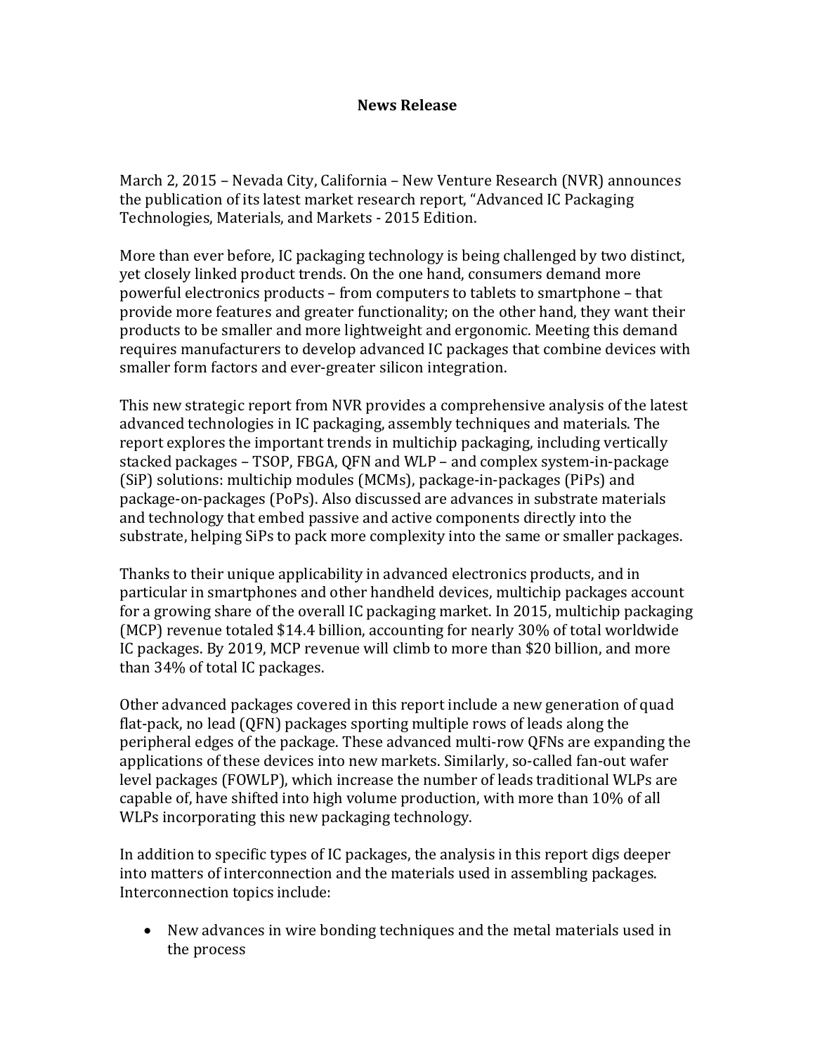**News Release**

March 2, 2015 – Nevada City, California – New Venture Research (NVR) announces the publication of its latest market research report, "Advanced IC Packaging Technologies, Materials, and Markets - 2015 Edition.

More than ever before, IC packaging technology is being challenged by two distinct, yet closely linked product trends. On the one hand, consumers demand more powerful electronics products – from computers to tablets to smartphone – that provide more features and greater functionality; on the other hand, they want their products to be smaller and more lightweight and ergonomic. Meeting this demand requires manufacturers to develop advanced IC packages that combine devices with smaller form factors and ever-greater silicon integration.

This new strategic report from NVR provides a comprehensive analysis of the latest advanced technologies in IC packaging, assembly techniques and materials. The report explores the important trends in multichip packaging, including vertically stacked packages – TSOP, FBGA, QFN and WLP – and complex system-in-package (SiP) solutions: multichip modules (MCMs), package-in-packages (PiPs) and package-on-packages (PoPs). Also discussed are advances in substrate materials and technology that embed passive and active components directly into the substrate, helping SiPs to pack more complexity into the same or smaller packages.

Thanks to their unique applicability in advanced electronics products, and in particular in smartphones and other handheld devices, multichip packages account for a growing share of the overall IC packaging market. In 2015, multichip packaging (MCP) revenue totaled $14.4 billion, accounting for nearly 30% of total worldwide IC packages. By 2019, MCP revenue will climb to more than $20 billion, and more than 34% of total IC packages.

Other advanced packages covered in this report include a new generation of quad flat-pack, no lead (QFN) packages sporting multiple rows of leads along the peripheral edges of the package. These advanced multi-row QFNs are expanding the applications of these devices into new markets. Similarly, so-called fan-out wafer level packages (FOWLP), which increase the number of leads traditional WLPs are capable of, have shifted into high volume production, with more than 10% of all WLPs incorporating this new packaging technology.

In addition to specific types of IC packages, the analysis in this report digs deeper into matters of interconnection and the materials used in assembling packages. Interconnection topics include:

- New advances in wire bonding techniques and the metal materials used in the process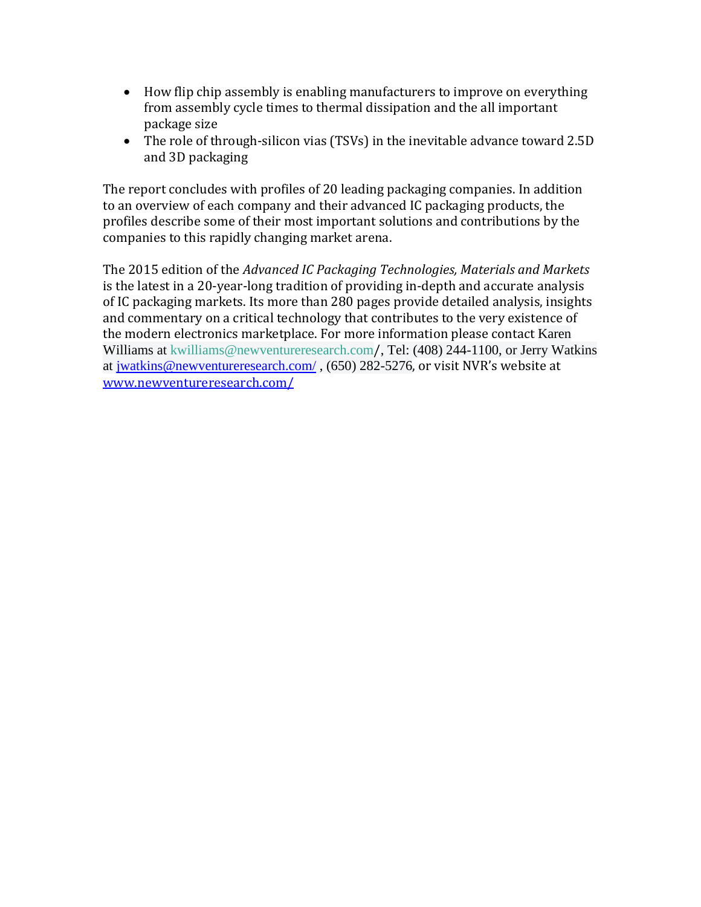- How flip chip assembly is enabling manufacturers to improve on everything from assembly cycle times to thermal dissipation and the all important package size
- The role of through-silicon vias (TSVs) in the inevitable advance toward 2.5D and 3D packaging

The report concludes with profiles of 20 leading packaging companies. In addition to an overview of each company and their advanced IC packaging products, the profiles describe some of their most important solutions and contributions by the companies to this rapidly changing market arena.

The 2015 edition of the *Advanced IC Packaging Technologies, Materials and Markets* is the latest in a 20-year-long tradition of providing in-depth and accurate analysis of IC packaging markets. Its more than 280 pages provide detailed analysis, insights and commentary on a critical technology that contributes to the very existence of the modern electronics marketplace. For more information please contact Karen Williams at kwilliams@newventureresearch.com/, Tel: (408) 244-1100, or Jerry Watkins at jwatkins@newventureresearch.com/ , (650) 282-5276, or visit NVR's website at www.newventureresearch.com/